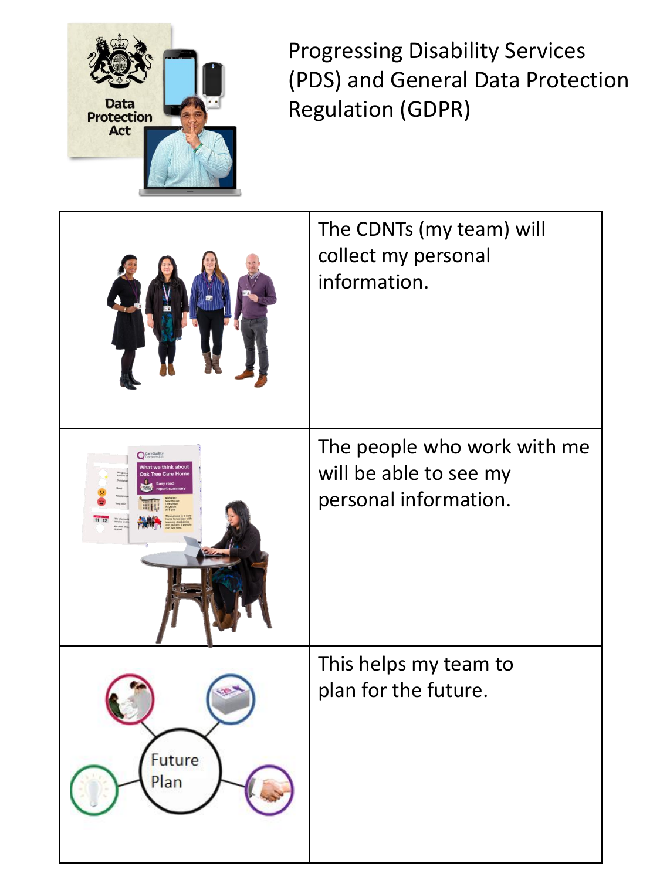# Progressing Disability Services (PDS) and General Data Protection Regulation (GDPR)

| | |
|---|---|
| | The CDNTs (my team) will collect my personal information. |
| | The people who work with me will be able to see my personal information. |
| | This helps my team to plan for the future. |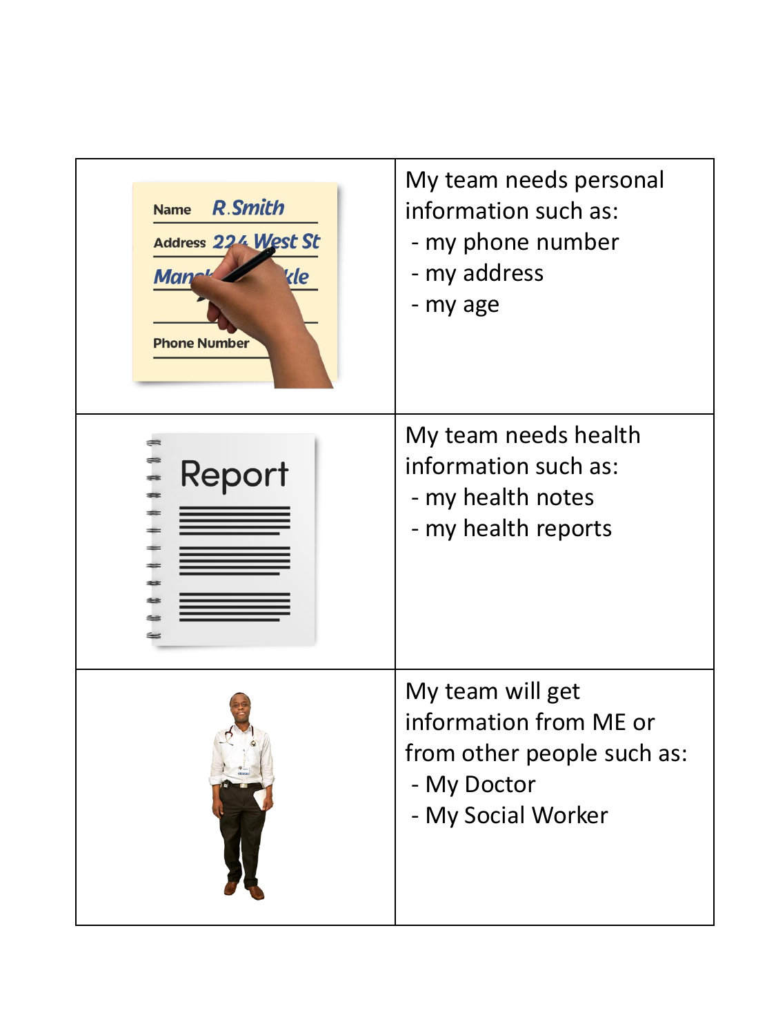| | |
|---|---|
| | My team needs personal information such as:<br>- my phone number<br>- my address<br>- my age |
| | My team needs health information such as:<br>- my health notes<br>- my health reports |
| | My team will get information from ME or from other people such as:<br>- My Doctor<br>- My Social Worker |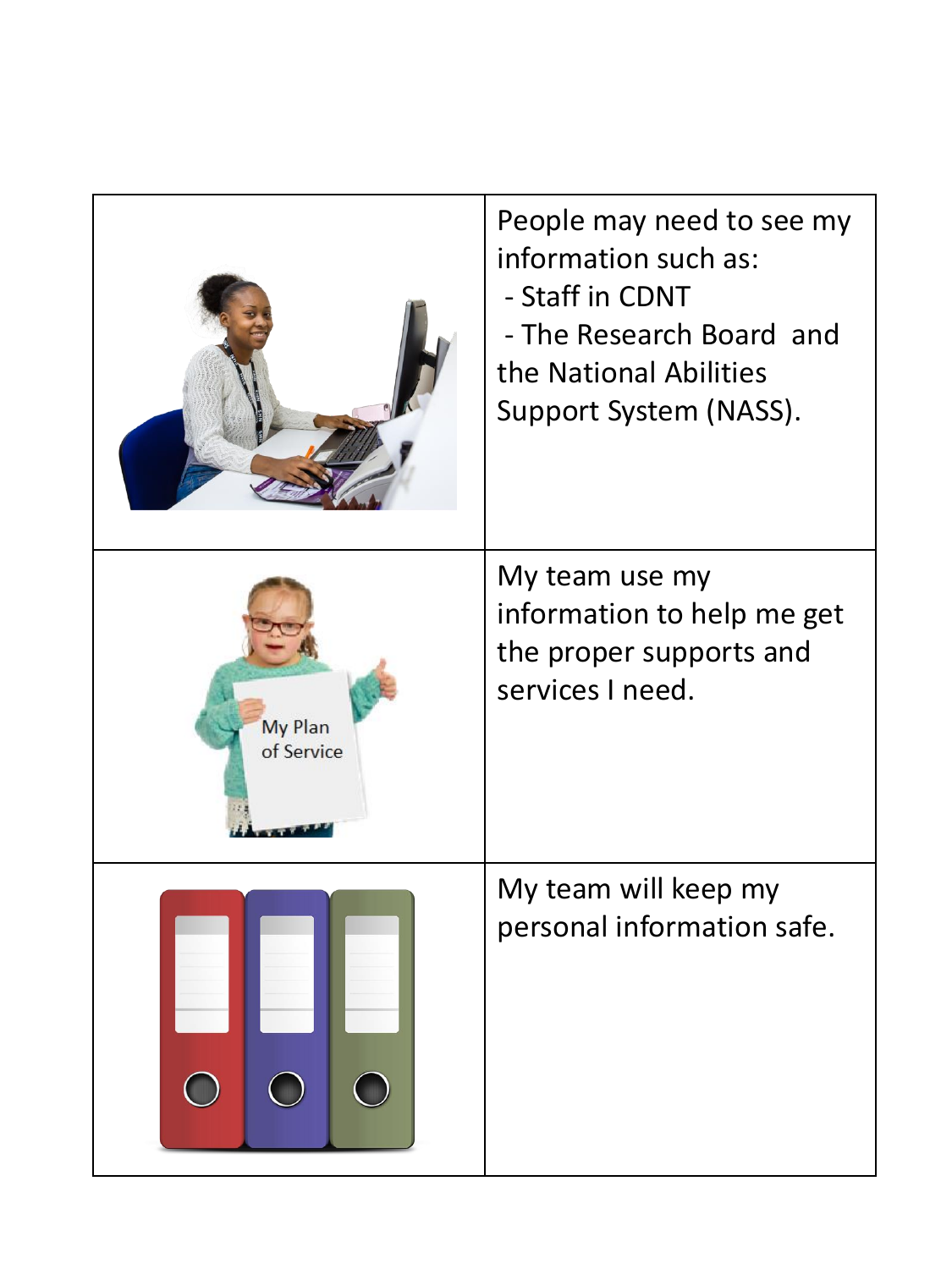People may need to see my information such as:

- Staff in CDNT
- The Research Board and the National Abilities Support System (NASS).

My team use my information to help me get the proper supports and services I need.

My team will keep my personal information safe.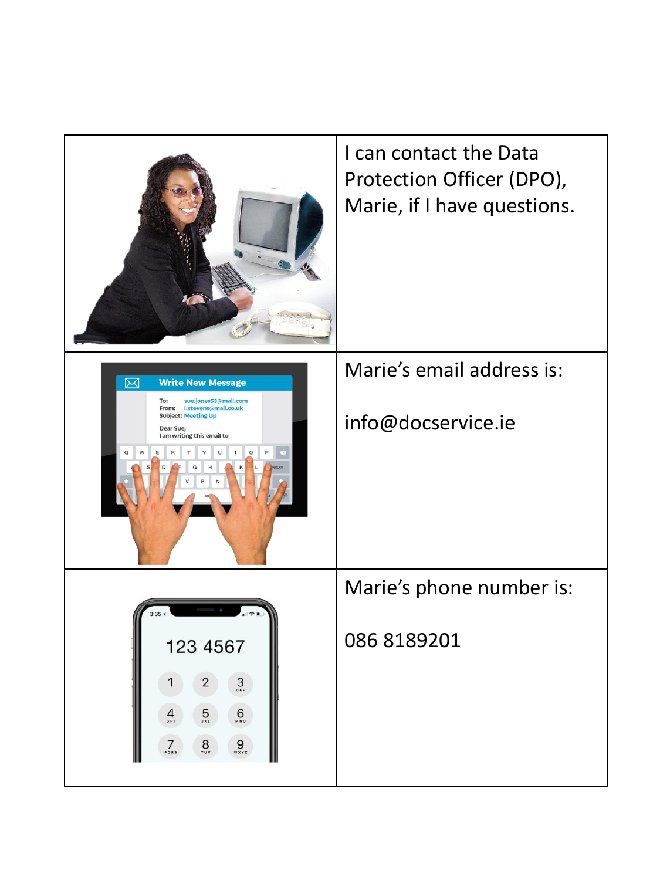| | |
|---|---|
| | I can contact the Data Protection Officer (DPO), Marie, if I have questions. |
| | Marie's email address is:<br><br>info@docservice.ie |
| | Marie's phone number is:<br><br>086 8189201 |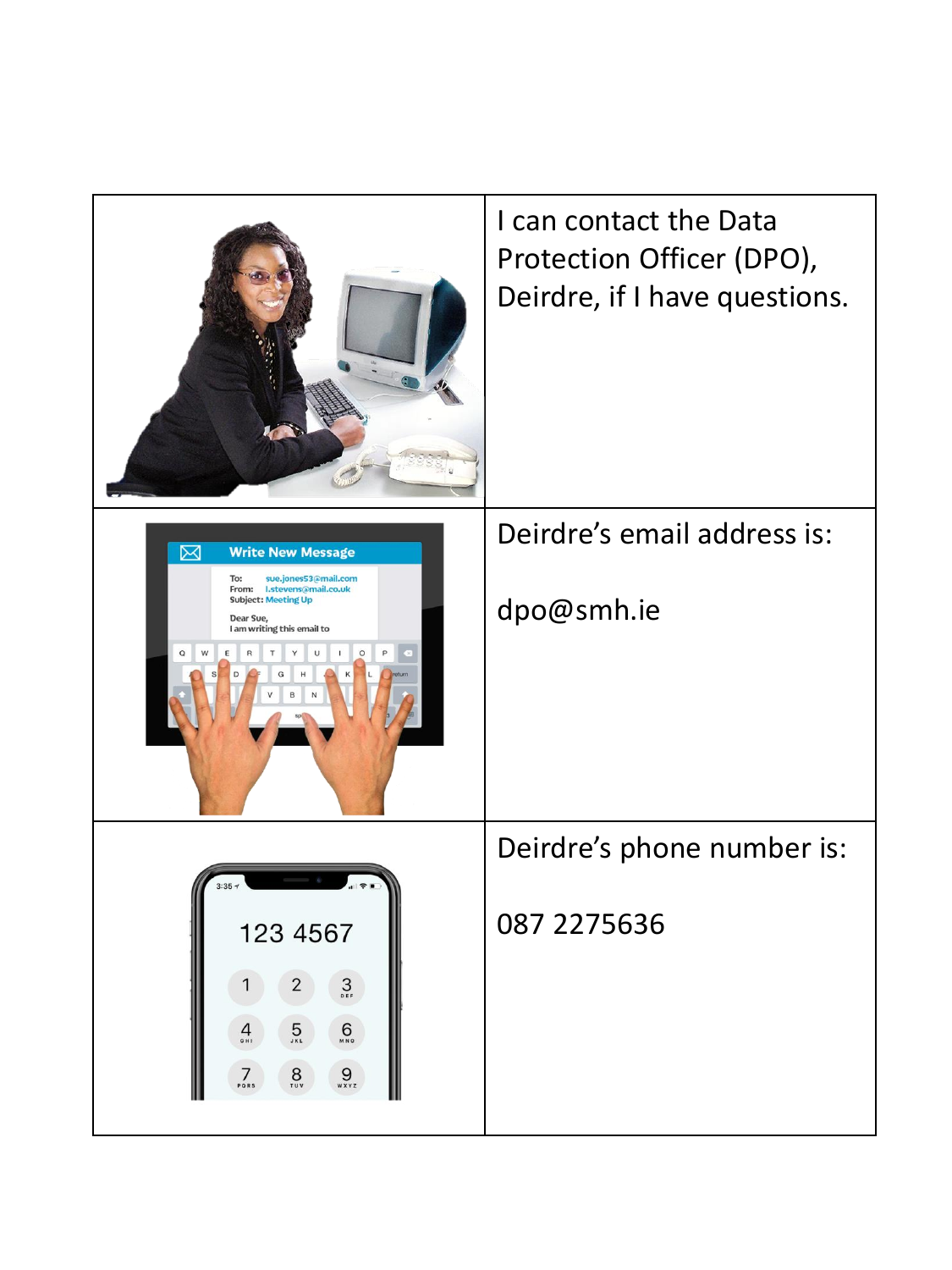I can contact the Data Protection Officer (DPO), Deirdre, if I have questions.

Deirdre’s email address is:

dpo@smh.ie

Deirdre’s phone number is:

087 2275636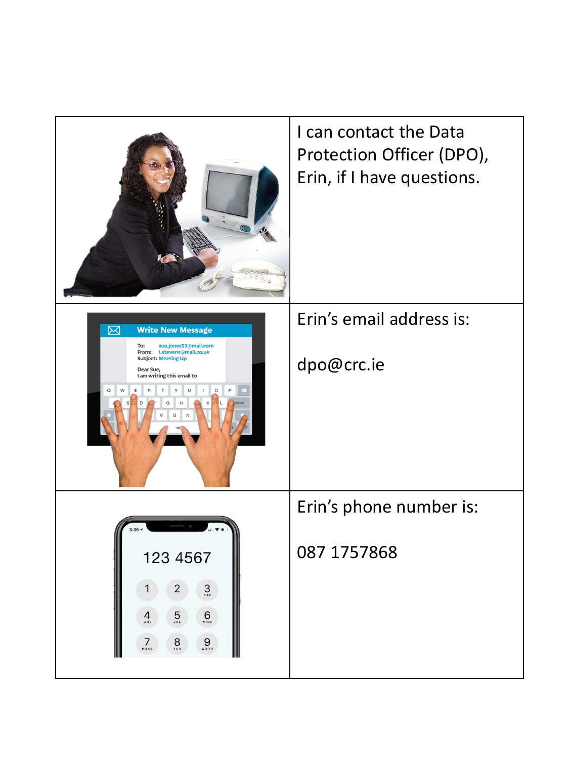I can contact the Data Protection Officer (DPO), Erin, if I have questions.

Erin's email address is:

dpo@crc.ie

Erin's phone number is:

087 1757868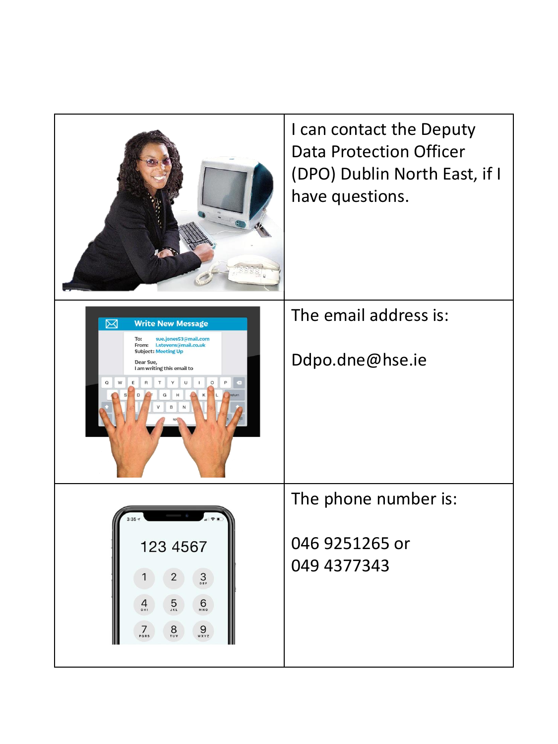| | |
|---|---|
| | I can contact the Deputy Data Protection Officer (DPO) Dublin North East, if I have questions. |
| | The email address is:<br><br>Ddpo.dne@hse.ie |
| | The phone number is:<br><br>046 9251265 or<br>049 4377343 |